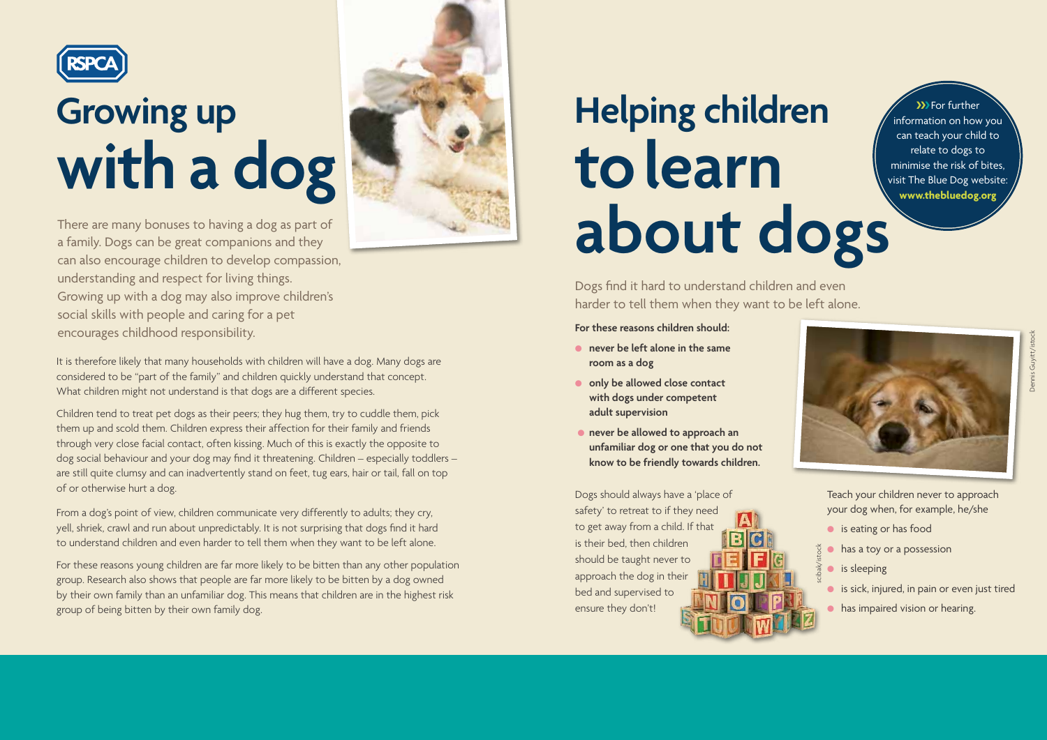RSPCA

# Growing up with a dog

There are many bonuses to having a dog as part of a family. Dogs can be great companions and they can also encourage children to develop compassion, understanding and respect for living things. Growing up with a dog may also improve children's social skills with people and caring for a pet encourages childhood responsibility.

It is therefore likely that many households with children will have a dog. Many dogs are considered to be "part of the family" and children quickly understand that concept. What children might not understand is that dogs are a different species.

Children tend to treat pet dogs as their peers; they hug them, try to cuddle them, pick them up and scold them. Children express their affection for their family and friends through very close facial contact, often kissing. Much of this is exactly the opposite to dog social behaviour and your dog may find it threatening. Children – especially toddlers – are still quite clumsy and can inadvertently stand on feet, tug ears, hair or tail, fall on top of or otherwise hurt a dog.

From a dog's point of view, children communicate very differently to adults; they cry, yell, shriek, crawl and run about unpredictably. It is not surprising that dogs find it hard to understand children and even harder to tell them when they want to be left alone.

For these reasons young children are far more likely to be bitten than any other population group. Research also shows that people are far more likely to be bitten by a dog owned by their own family than an unfamiliar dog. This means that children are in the highest risk group of being bitten by their own family dog.

# Helping children to learn about dogs

››› For further information on how you can teach your child to relate to dogs to minimise the risk of bites, visit The Blue Dog website: **www.thebluedog.org**

Dogs find it hard to understand children and even harder to tell them when they want to be left alone.

**For these reasons children should:**

- **never be left alone in the same room as a dog**
- **only be allowed close contact with dogs under competent adult supervision**
- **never be allowed to approach an unfamiliar dog or one that you do not know to be friendly towards children.**

Dennis Guyitt/istock

Dogs should always have a 'place of safety' to retreat to if they need to get away from a child. If that is their bed, then children should be taught never to approach the dog in their bed and supervised to ensure they don't!

scibak/istock

Teach your children never to approach your dog when, for example, he/she

- is eating or has food
- has a toy or a possession
- is sleeping
- is sick, injured, in pain or even just tired
- has impaired vision or hearing.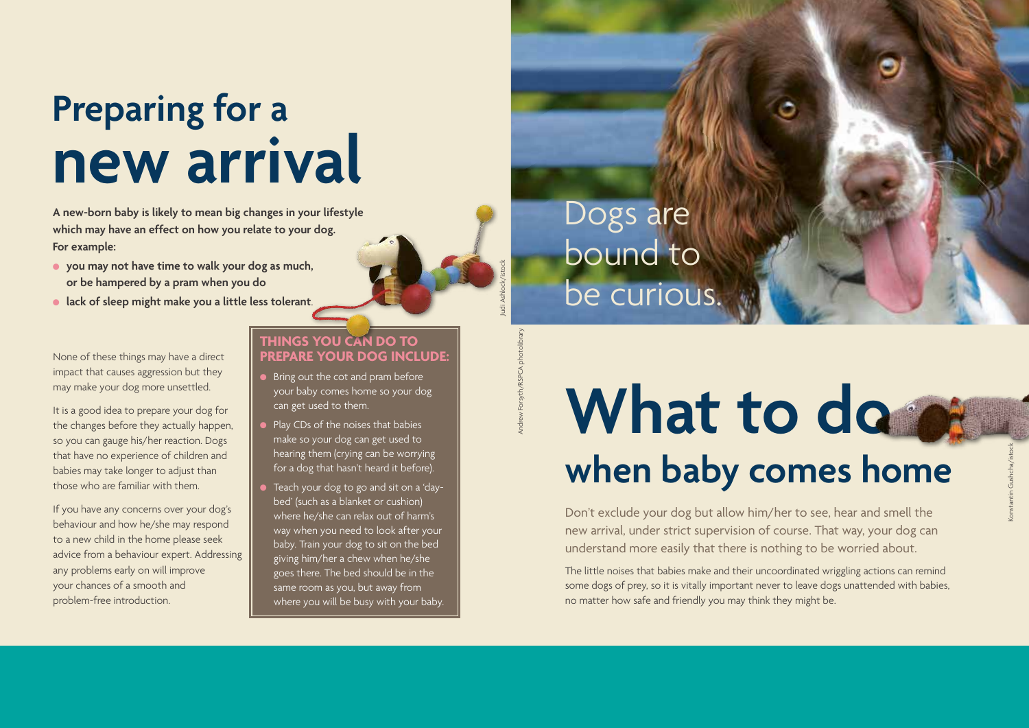# Preparing for a new arrival

**A new-born baby is likely to mean big changes in your lifestyle which may have an effect on how you relate to your dog. For example:**

- **you may not have time to walk your dog as much, or be hampered by a pram when you do**
- **lack of sleep might make you a little less tolerant**.

None of these things may have a direct impact that causes aggression but they may make your dog more unsettled.

It is a good idea to prepare your dog for the changes before they actually happen, so you can gauge his/her reaction. Dogs that have no experience of children and babies may take longer to adjust than those who are familiar with them.

If you have any concerns over your dog's behaviour and how he/she may respond to a new child in the home please seek advice from a behaviour expert. Addressing any problems early on will improve your chances of a smooth and problem-free introduction.

### THINGS YOU CAN DO TO PREPARE YOUR DOG INCLUDE:

- Bring out the cot and pram before your baby comes home so your dog can get used to them.
- Play CDs of the noises that babies make so your dog can get used to hearing them (crying can be worrying for a dog that hasn't heard it before).
- Teach your dog to go and sit on a 'day-bed' (such as a blanket or cushion) where he/she can relax out of harm's way when you need to look after your baby. Train your dog to sit on the bed giving him/her a chew when he/she goes there. The bed should be in the same room as you, but away from where you will be busy with your baby.

Judi Ashlock/istock

Andrew Forsyth/RSPCA photolibrary

Dogs are bound to be curious.

# What to do when baby comes home

Don't exclude your dog but allow him/her to see, hear and smell the new arrival, under strict supervision of course. That way, your dog can understand more easily that there is nothing to be worried about.

The little noises that babies make and their uncoordinated wriggling actions can remind some dogs of prey, so it is vitally important never to leave dogs unattended with babies, no matter how safe and friendly you may think they might be.

Konstantin Gushcha/istock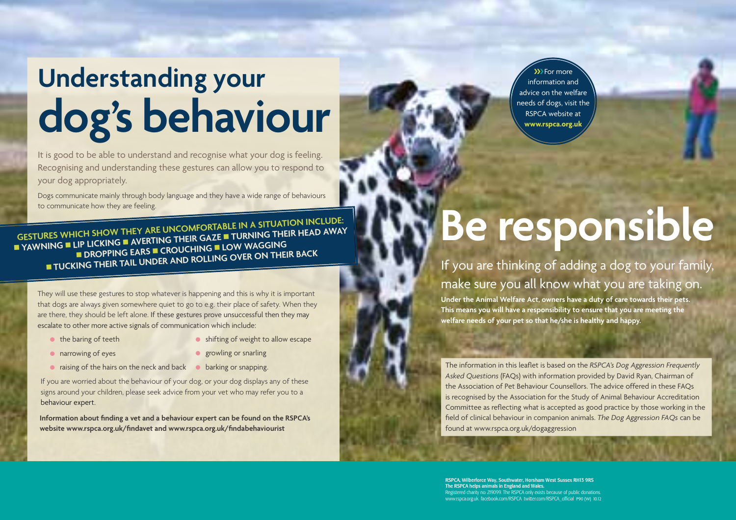# Understanding your dog's behaviour

It is good to be able to understand and recognise what your dog is feeling. Recognising and understanding these gestures can allow you to respond to your dog appropriately.

Dogs communicate mainly through body language and they have a wide range of behaviours to communicate how they are feeling.

**GESTURES WHICH SHOW THEY ARE UNCOMFORTABLE IN A SITUATION INCLUDE:**
**■ YAWNING ■ LIP LICKING ■ AVERTING THEIR GAZE ■ TURNING THEIR HEAD AWAY ■ DROPPING EARS ■ CROUCHING ■ LOW WAGGING ■ TUCKING THEIR TAIL UNDER AND ROLLING OVER ON THEIR BACK**

They will use these gestures to stop whatever is happening and this is why it is important that dogs are always given somewhere quiet to go to e.g. their place of safety. When they are there, they should be left alone. If these gestures prove unsuccessful then they may escalate to other more active signals of communication which include:

- the baring of teeth
- narrowing of eyes
- raising of the hairs on the neck and back
- shifting of weight to allow escape
- growling or snarling
- barking or snapping.

If you are worried about the behaviour of your dog, or your dog displays any of these signs around your children, please seek advice from your vet who may refer you to a behaviour expert.

**Information about finding a vet and a behaviour expert can be found on the RSPCA's website www.rspca.org.uk/findavet and www.rspca.org.uk/findabehaviourist**

For more information and advice on the welfare needs of dogs, visit the RSPCA website at **www.rspca.org.uk**

# Be responsible

## If you are thinking of adding a dog to your family, make sure you all know what you are taking on.

**Under the Animal Welfare Act, owners have a duty of care towards their pets. This means you will have a responsibility to ensure that you are meeting the welfare needs of your pet so that he/she is healthy and happy.**

The information in this leaflet is based on the *RSPCA's Dog Aggression Frequently Asked Questions* (FAQs) with information provided by David Ryan, Chairman of the Association of Pet Behaviour Counsellors. The advice offered in these FAQs is recognised by the Association for the Study of Animal Behaviour Accreditation Committee as reflecting what is accepted as good practice by those working in the field of clinical behaviour in companion animals. *The Dog Aggression FAQs* can be found at www.rspca.org.uk/dogaggression

**RSPCA, Wilberforce Way, Southwater, Horsham West Sussex RH13 9RS**
**The RSPCA helps animals in England and Wales.**
Registered charity no: 219099. The RSPCA only exists because of public donations.
www.rspca.org.uk facebook.com/RSPCA twitter.com/RSPCA_official P90 (W) 10.12